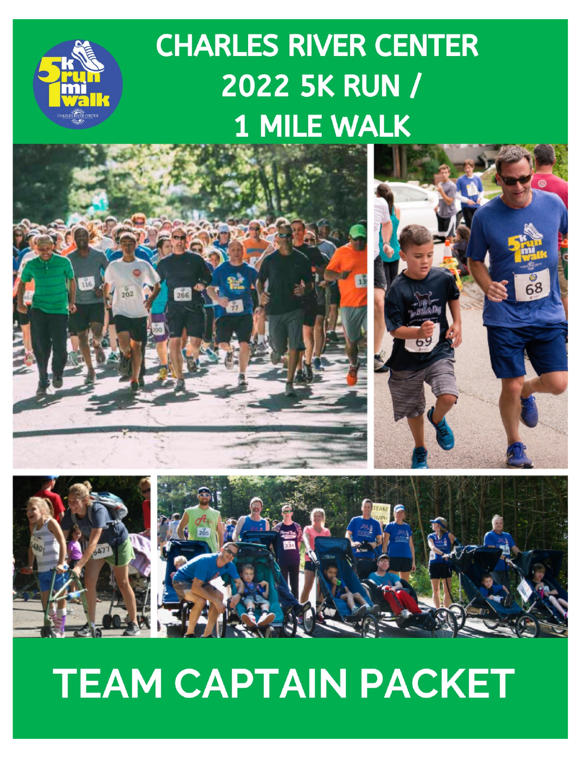# CHARLES RIVER CENTER 2022 5K RUN / 1 MILE WALK

# TEAM CAPTAIN PACKET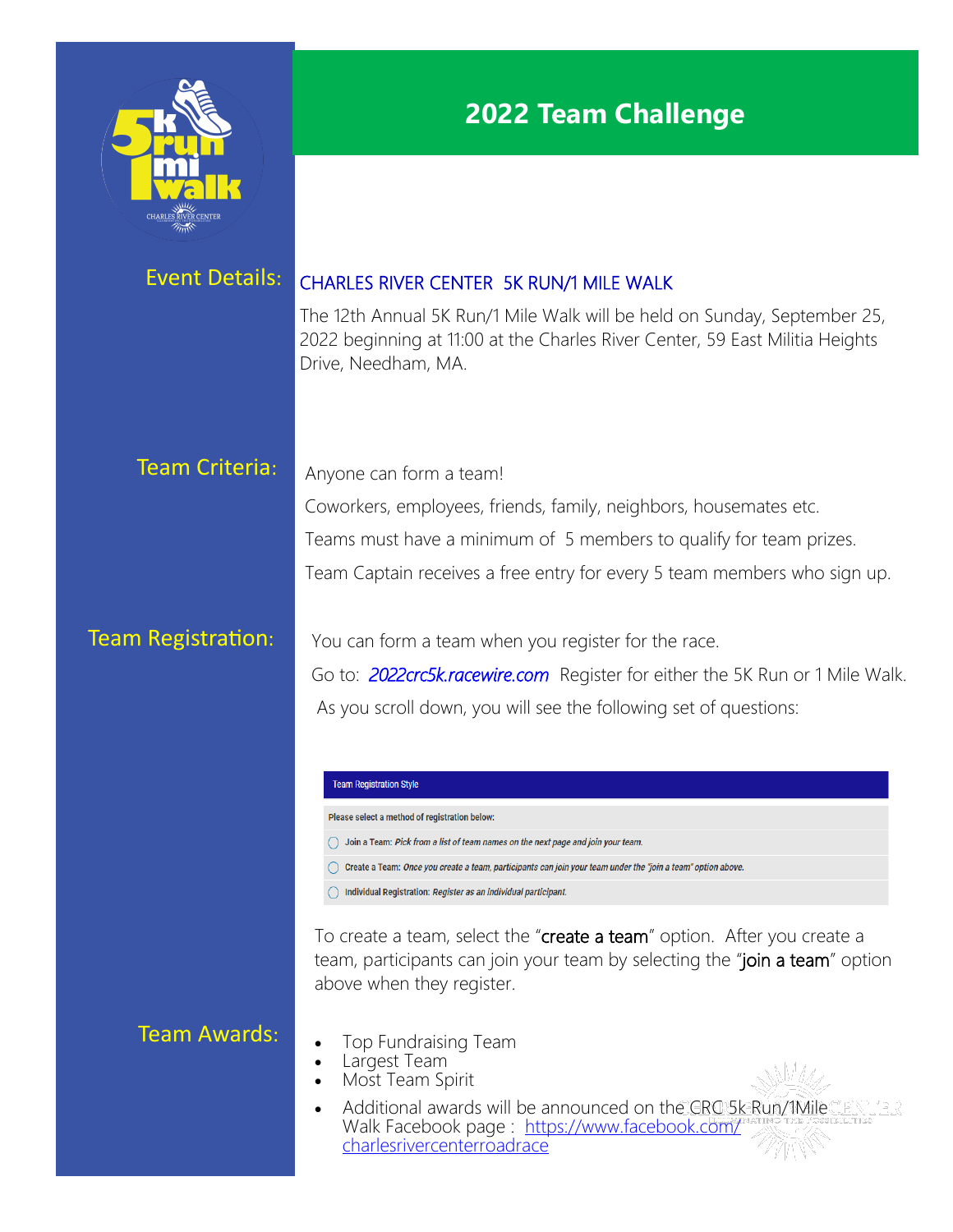# 2022 Team Challenge

## Event Details:

CHARLES RIVER CENTER 5K RUN/1 MILE WALK

The 12th Annual 5K Run/1 Mile Walk will be held on Sunday, September 25, 2022 beginning at 11:00 at the Charles River Center, 59 East Militia Heights Drive, Needham, MA.

## Team Criteria:

Anyone can form a team!

Coworkers, employees, friends, family, neighbors, housemates etc.

Teams must have a minimum of 5 members to qualify for team prizes.

Team Captain receives a free entry for every 5 team members who sign up.

## Team Registration:

You can form a team when you register for the race.

Go to: *2022crc5k.racewire.com* Register for either the 5K Run or 1 Mile Walk.

As you scroll down, you will see the following set of questions:

**Team Registration Style**

Please select a method of registration below:

- Join a Team: *Pick from a list of team names on the next page and join your team.*
- Create a Team: *Once you create a team, participants can join your team under the "join a team" option above.*
- Individual Registration: *Register as an individual participant.*

To create a team, select the "create a team" option. After you create a team, participants can join your team by selecting the "join a team" option above when they register.

## Team Awards:

- Top Fundraising Team
- Largest Team
- Most Team Spirit
- Additional awards will be announced on the CRC 5k Run/1Mile Walk Facebook page : https://www.facebook.com/charlesrivercenterroadrace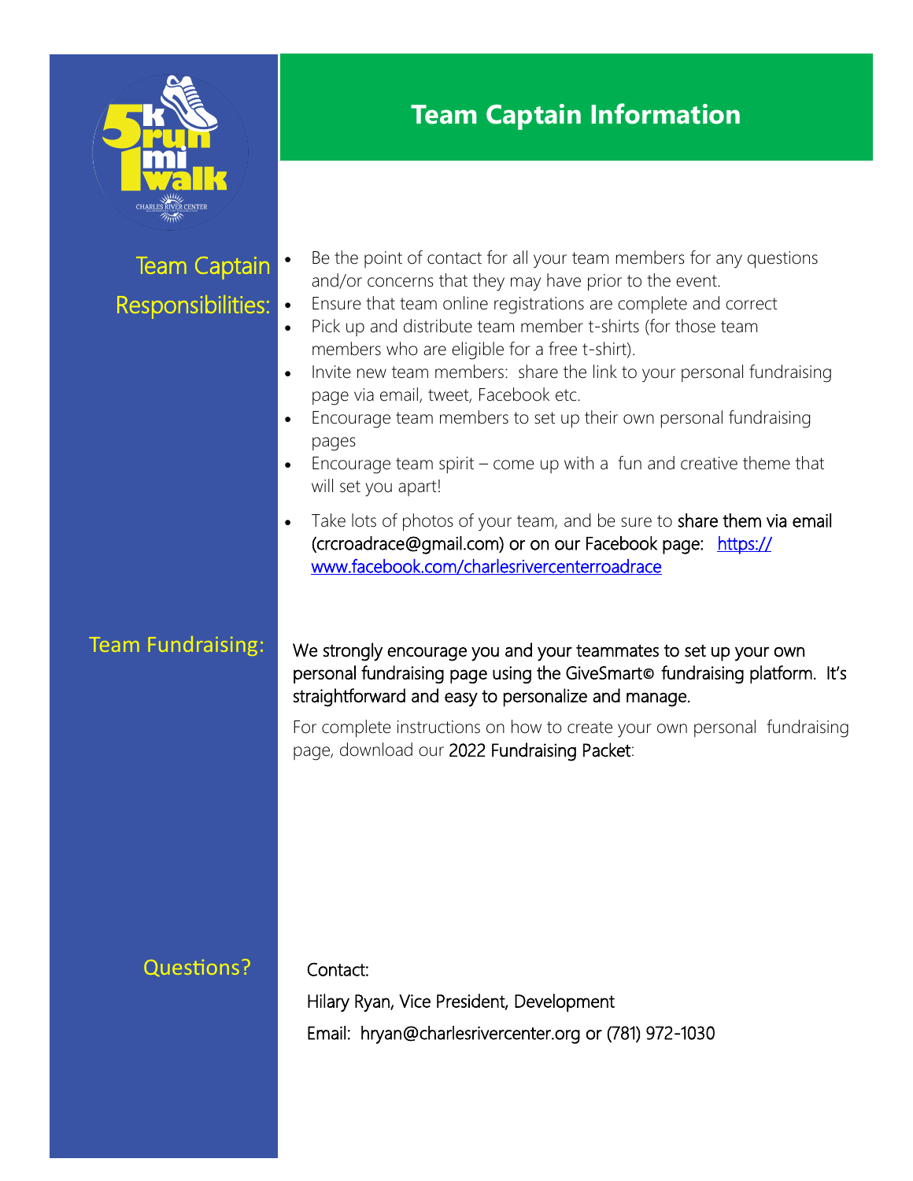# Team Captain Information

## Team Captain Responsibilities:

- Be the point of contact for all your team members for any questions and/or concerns that they may have prior to the event.
- Ensure that team online registrations are complete and correct
- Pick up and distribute team member t-shirts (for those team members who are eligible for a free t-shirt).
- Invite new team members: share the link to your personal fundraising page via email, tweet, Facebook etc.
- Encourage team members to set up their own personal fundraising pages
- Encourage team spirit – come up with a fun and creative theme that will set you apart!
- Take lots of photos of your team, and be sure to share them via email (crcroadrace@gmail.com) or on our Facebook page: https://www.facebook.com/charlesrivercenterroadrace

## Team Fundraising:

We strongly encourage you and your teammates to set up your own personal fundraising page using the GiveSmart© fundraising platform. It's straightforward and easy to personalize and manage.

For complete instructions on how to create your own personal fundraising page, download our 2022 Fundraising Packet:

## Questions?

Contact:

Hilary Ryan, Vice President, Development

Email: hryan@charlesrivercenter.org or (781) 972-1030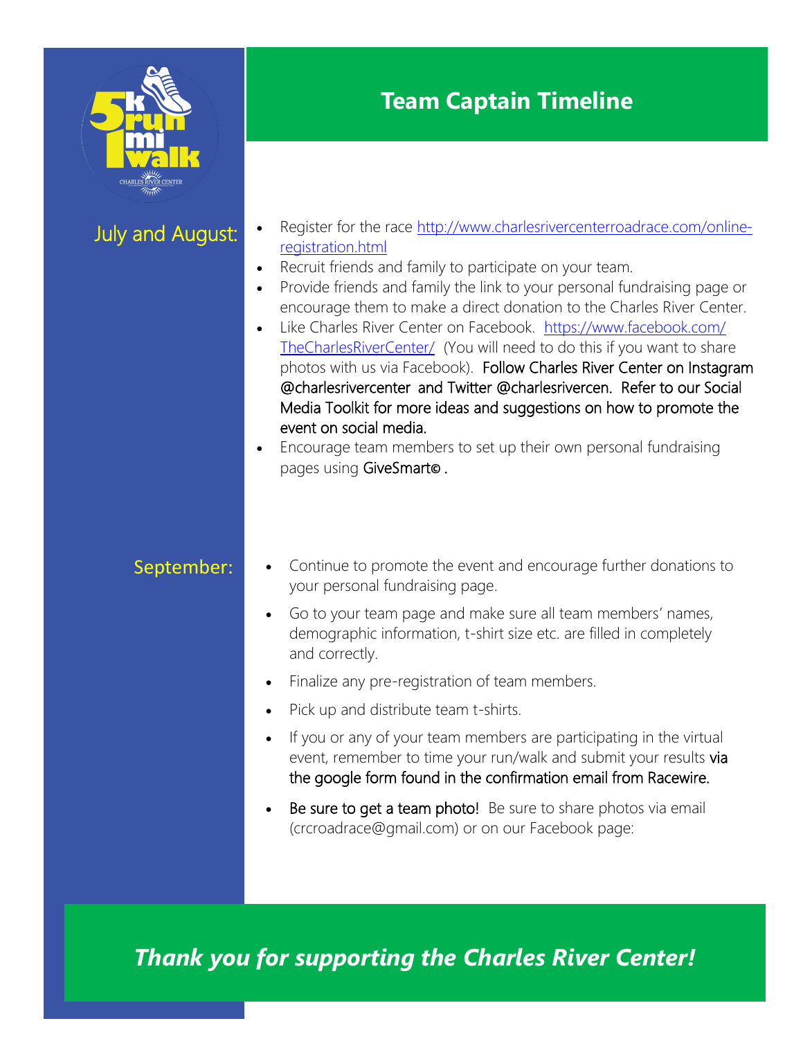# Team Captain Timeline

## July and August:

- Register for the race http://www.charlesrivercenterroadrace.com/online-registration.html
- Recruit friends and family to participate on your team.
- Provide friends and family the link to your personal fundraising page or encourage them to make a direct donation to the Charles River Center.
- Like Charles River Center on Facebook. https://www.facebook.com/TheCharlesRiverCenter/ (You will need to do this if you want to share photos with us via Facebook). Follow Charles River Center on Instagram @charlesrivercenter and Twitter @charlesrivercen. Refer to our Social Media Toolkit for more ideas and suggestions on how to promote the event on social media.
- Encourage team members to set up their own personal fundraising pages using GiveSmart© .

## September:

- Continue to promote the event and encourage further donations to your personal fundraising page.
- Go to your team page and make sure all team members' names, demographic information, t-shirt size etc. are filled in completely and correctly.
- Finalize any pre-registration of team members.
- Pick up and distribute team t-shirts.
- If you or any of your team members are participating in the virtual event, remember to time your run/walk and submit your results via the google form found in the confirmation email from Racewire.
- Be sure to get a team photo! Be sure to share photos via email (crcroadrace@gmail.com) or on our Facebook page:

***Thank you for supporting the Charles River Center!***